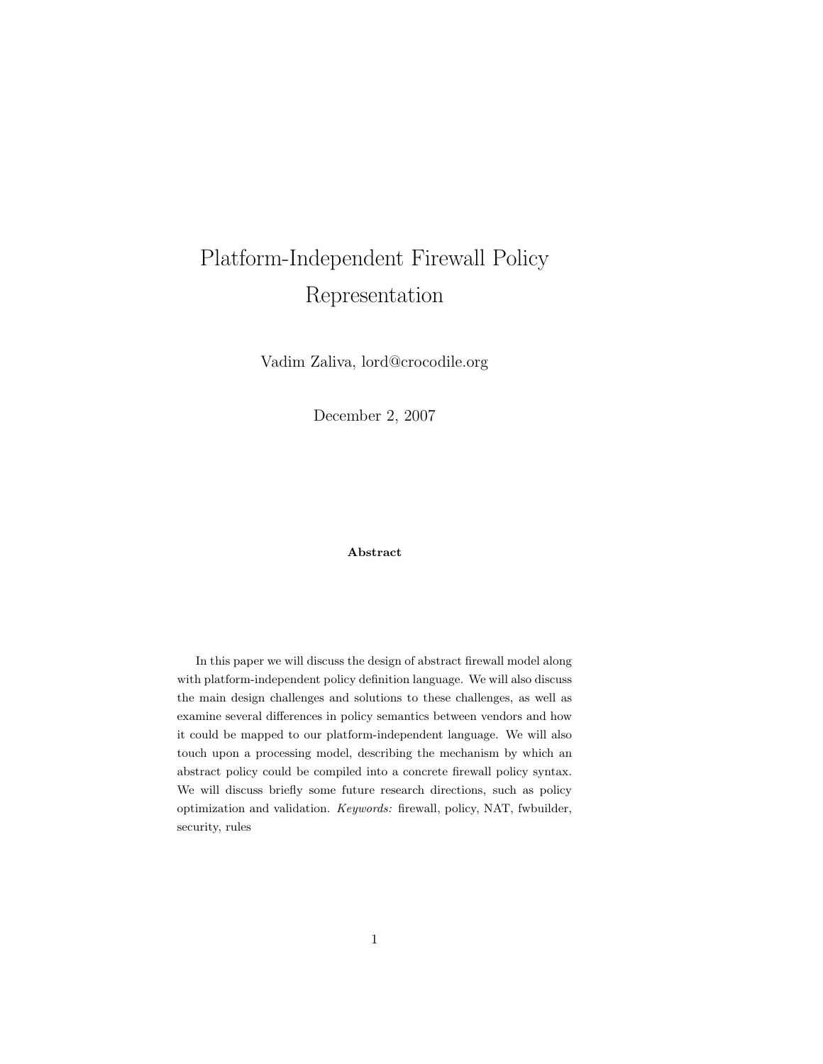# Platform-Independent Firewall Policy Representation

Vadim Zaliva, lord@crocodile.org

December 2, 2007

**Abstract**

In this paper we will discuss the design of abstract firewall model along with platform-independent policy definition language. We will also discuss the main design challenges and solutions to these challenges, as well as examine several differences in policy semantics between vendors and how it could be mapped to our platform-independent language. We will also touch upon a processing model, describing the mechanism by which an abstract policy could be compiled into a concrete firewall policy syntax. We will discuss briefly some future research directions, such as policy optimization and validation. *Keywords:* firewall, policy, NAT, fwbuilder, security, rules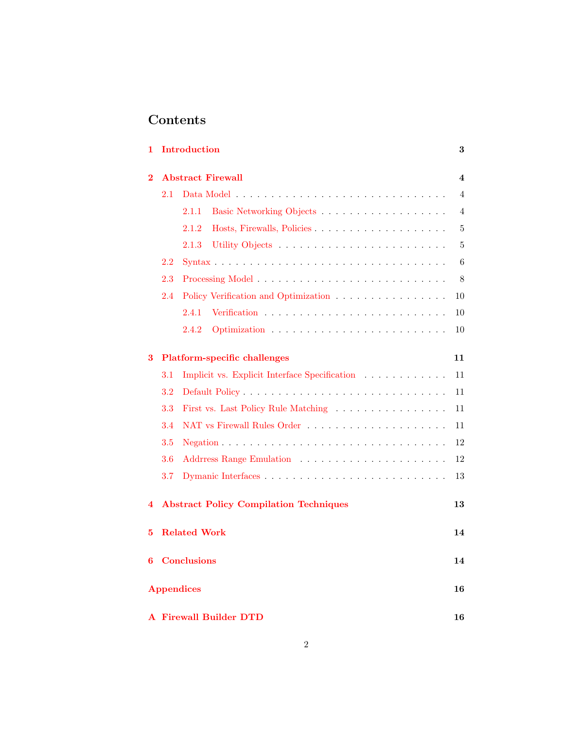# Contents

**1 Introduction** **3**

**2 Abstract Firewall** **4**

- 2.1 Data Model . . . . . . . . . . . . . . . . . . . . . . . . . . . . . . 4
  - 2.1.1 Basic Networking Objects . . . . . . . . . . . . . . . . . . 4
  - 2.1.2 Hosts, Firewalls, Policies . . . . . . . . . . . . . . . . . . . 5
  - 2.1.3 Utility Objects . . . . . . . . . . . . . . . . . . . . . . . . 5
- 2.2 Syntax . . . . . . . . . . . . . . . . . . . . . . . . . . . . . . . . . 6
- 2.3 Processing Model . . . . . . . . . . . . . . . . . . . . . . . . . . . 8
- 2.4 Policy Verification and Optimization . . . . . . . . . . . . . . . . 10
  - 2.4.1 Verification . . . . . . . . . . . . . . . . . . . . . . . . . . 10
  - 2.4.2 Optimization . . . . . . . . . . . . . . . . . . . . . . . . . 10

**3 Platform-specific challenges** **11**

- 3.1 Implicit vs. Explicit Interface Specification . . . . . . . . . . . . 11
- 3.2 Default Policy . . . . . . . . . . . . . . . . . . . . . . . . . . . . . 11
- 3.3 First vs. Last Policy Rule Matching . . . . . . . . . . . . . . . . . 11
- 3.4 NAT vs Firewall Rules Order . . . . . . . . . . . . . . . . . . . . 11
- 3.5 Negation . . . . . . . . . . . . . . . . . . . . . . . . . . . . . . . . 12
- 3.6 Addrress Range Emulation . . . . . . . . . . . . . . . . . . . . . . 12
- 3.7 Dymanic Interfaces . . . . . . . . . . . . . . . . . . . . . . . . . . 13

**4 Abstract Policy Compilation Techniques** **13**

**5 Related Work** **14**

**6 Conclusions** **14**

**Appendices** **16**

**A Firewall Builder DTD** **16**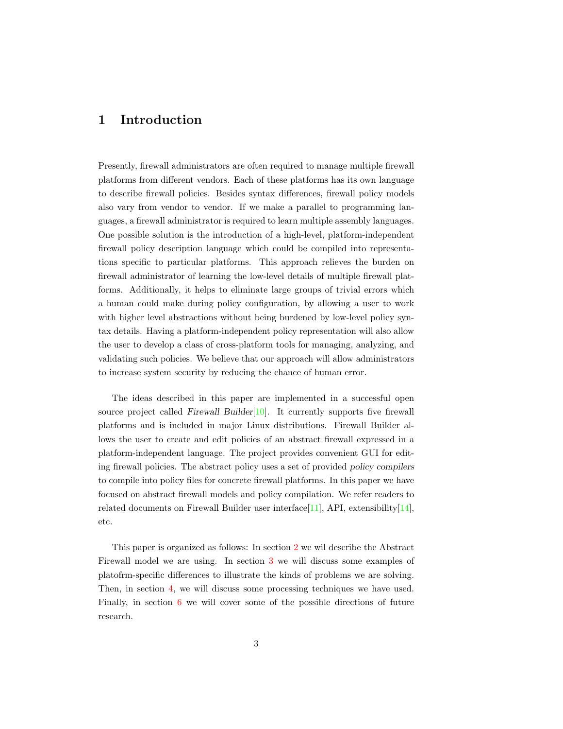# 1 Introduction

Presently, firewall administrators are often required to manage multiple firewall platforms from different vendors. Each of these platforms has its own language to describe firewall policies. Besides syntax differences, firewall policy models also vary from vendor to vendor. If we make a parallel to programming languages, a firewall administrator is required to learn multiple assembly languages. One possible solution is the introduction of a high-level, platform-independent firewall policy description language which could be compiled into representations specific to particular platforms. This approach relieves the burden on firewall administrator of learning the low-level details of multiple firewall platforms. Additionally, it helps to eliminate large groups of trivial errors which a human could make during policy configuration, by allowing a user to work with higher level abstractions without being burdened by low-level policy syntax details. Having a platform-independent policy representation will also allow the user to develop a class of cross-platform tools for managing, analyzing, and validating such policies. We believe that our approach will allow administrators to increase system security by reducing the chance of human error.

The ideas described in this paper are implemented in a successful open source project called *Firewall Builder*[10]. It currently supports five firewall platforms and is included in major Linux distributions. Firewall Builder allows the user to create and edit policies of an abstract firewall expressed in a platform-independent language. The project provides convenient GUI for editing firewall policies. The abstract policy uses a set of provided *policy compilers* to compile into policy files for concrete firewall platforms. In this paper we have focused on abstract firewall models and policy compilation. We refer readers to related documents on Firewall Builder user interface[11], API, extensibility[14], etc.

This paper is organized as follows: In section 2 we wil describe the Abstract Firewall model we are using. In section 3 we will discuss some examples of platofrm-specific differences to illustrate the kinds of problems we are solving. Then, in section 4, we will discuss some processing techniques we have used. Finally, in section 6 we will cover some of the possible directions of future research.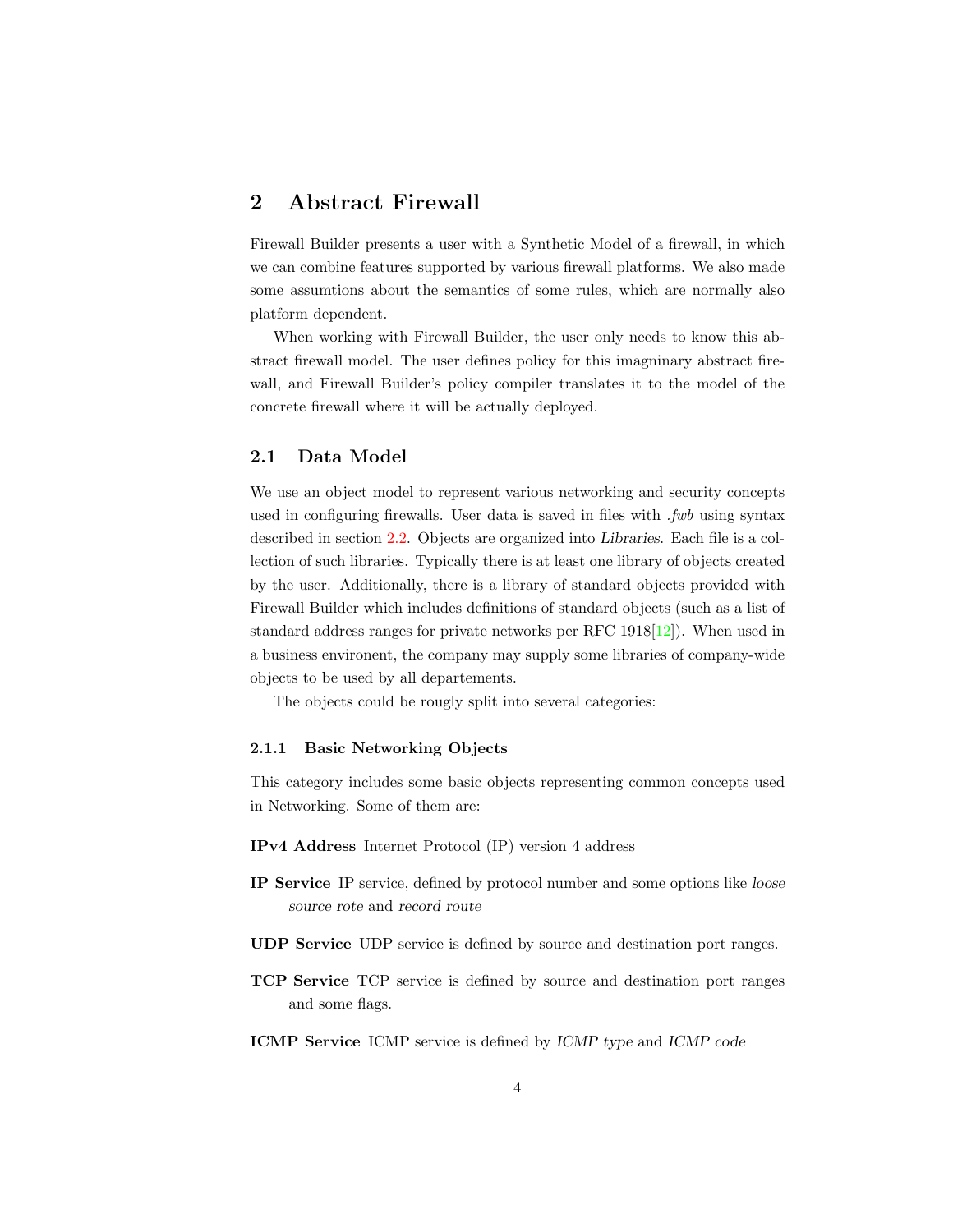# 2 Abstract Firewall

Firewall Builder presents a user with a Synthetic Model of a firewall, in which we can combine features supported by various firewall platforms. We also made some assumtions about the semantics of some rules, which are normally also platform dependent.

When working with Firewall Builder, the user only needs to know this abstract firewall model. The user defines policy for this imagninary abstract firewall, and Firewall Builder's policy compiler translates it to the model of the concrete firewall where it will be actually deployed.

## 2.1 Data Model

We use an object model to represent various networking and security concepts used in configuring firewalls. User data is saved in files with *.fwb* using syntax described in section 2.2. Objects are organized into *Libraries*. Each file is a collection of such libraries. Typically there is at least one library of objects created by the user. Additionally, there is a library of standard objects provided with Firewall Builder which includes definitions of standard objects (such as a list of standard address ranges for private networks per RFC 1918[12]). When used in a business environent, the company may supply some libraries of company-wide objects to be used by all departements.

The objects could be rougly split into several categories:

### 2.1.1 Basic Networking Objects

This category includes some basic objects representing common concepts used in Networking. Some of them are:

**IPv4 Address** Internet Protocol (IP) version 4 address

**IP Service** IP service, defined by protocol number and some options like *loose source rote* and *record route*

**UDP Service** UDP service is defined by source and destination port ranges.

**TCP Service** TCP service is defined by source and destination port ranges and some flags.

**ICMP Service** ICMP service is defined by *ICMP type* and *ICMP code*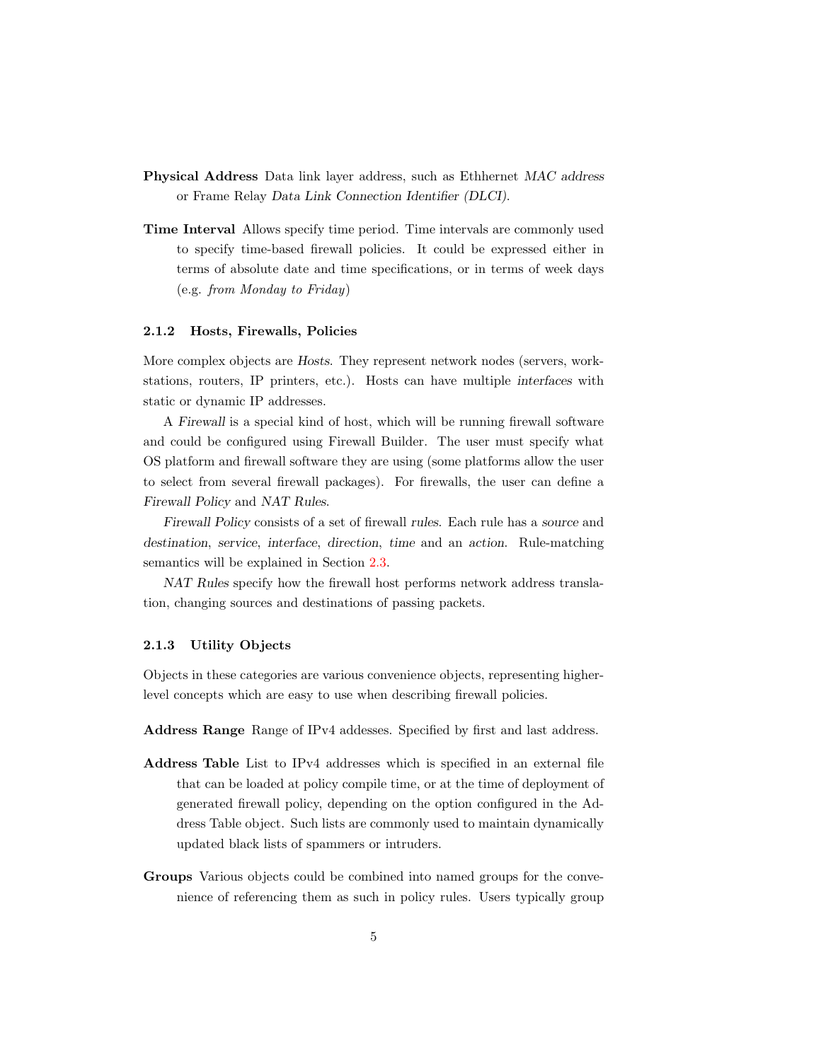**Physical Address** Data link layer address, such as Ethhernet *MAC address* or Frame Relay *Data Link Connection Identifier (DLCI)*.

**Time Interval** Allows specify time period. Time intervals are commonly used to specify time-based firewall policies. It could be expressed either in terms of absolute date and time specifications, or in terms of week days (e.g. *from Monday to Friday*)

### 2.1.2 Hosts, Firewalls, Policies

More complex objects are *Hosts*. They represent network nodes (servers, workstations, routers, IP printers, etc.). Hosts can have multiple *interfaces* with static or dynamic IP addresses.

A *Firewall* is a special kind of host, which will be running firewall software and could be configured using Firewall Builder. The user must specify what OS platform and firewall software they are using (some platforms allow the user to select from several firewall packages). For firewalls, the user can define a *Firewall Policy* and *NAT Rules*.

*Firewall Policy* consists of a set of firewall *rules*. Each rule has a *source* and *destination*, *service*, *interface*, *direction*, *time* and an *action*. Rule-matching semantics will be explained in Section 2.3.

*NAT Rules* specify how the firewall host performs network address translation, changing sources and destinations of passing packets.

### 2.1.3 Utility Objects

Objects in these categories are various convenience objects, representing higher-level concepts which are easy to use when describing firewall policies.

**Address Range** Range of IPv4 addesses. Specified by first and last address.

**Address Table** List to IPv4 addresses which is specified in an external file that can be loaded at policy compile time, or at the time of deployment of generated firewall policy, depending on the option configured in the Address Table object. Such lists are commonly used to maintain dynamically updated black lists of spammers or intruders.

**Groups** Various objects could be combined into named groups for the convenience of referencing them as such in policy rules. Users typically group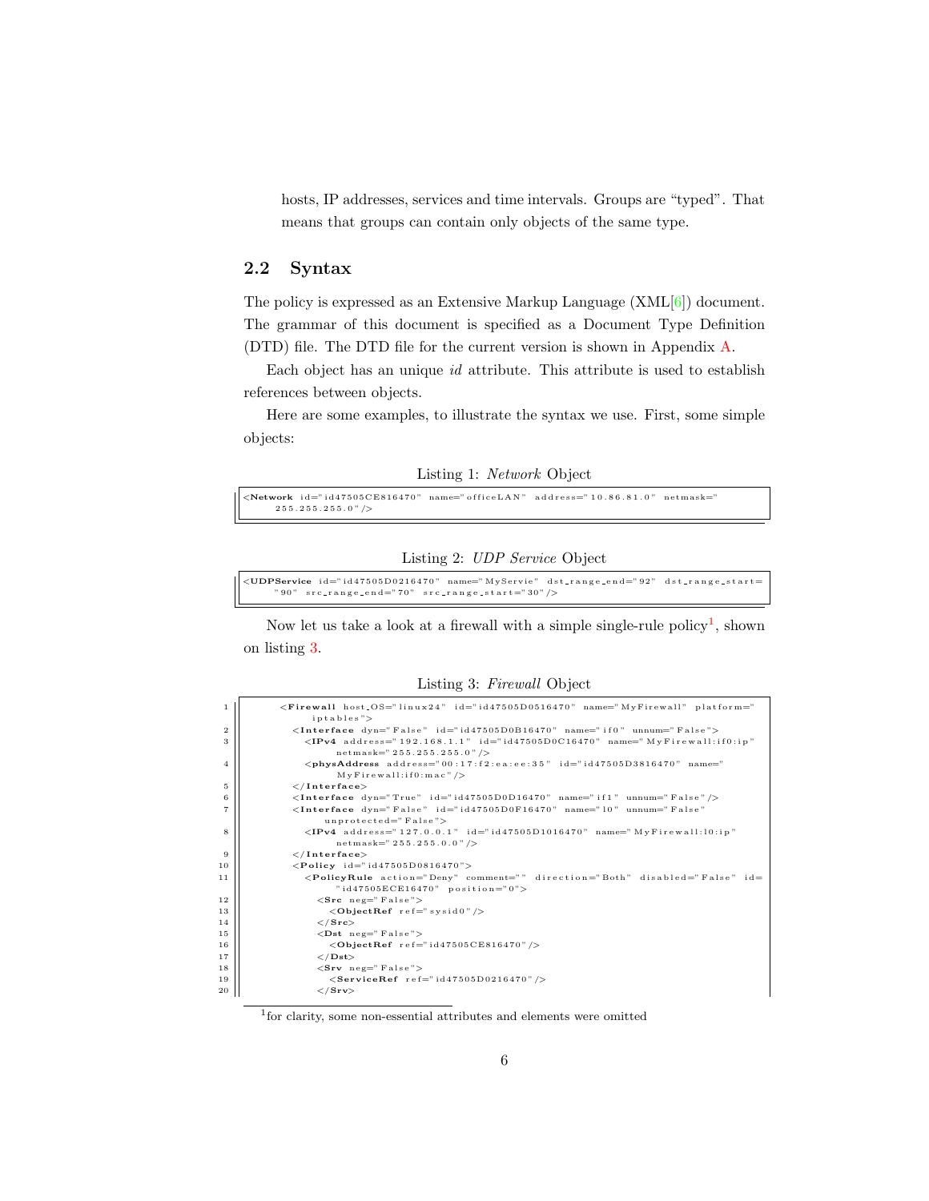hosts, IP addresses, services and time intervals. Groups are "typed". That means that groups can contain only objects of the same type.

## 2.2 Syntax

The policy is expressed as an Extensive Markup Language (XML[6]) document. The grammar of this document is specified as a Document Type Definition (DTD) file. The DTD file for the current version is shown in Appendix A.

Each object has an unique *id* attribute. This attribute is used to establish references between objects.

Here are some examples, to illustrate the syntax we use. First, some simple objects:

Listing 1: *Network* Object

```
<Network id="id47505CE816470" name="officeLAN" address="10.86.81.0" netmask="
    255.255.255.0"/>
```

Listing 2: *UDP Service* Object

```
<UDPService id="id47505D0216470" name="MyServie" dst_range_end="92" dst_range_start=
    "90" src_range_end="70" src_range_start="30"/>
```

Now let us take a look at a firewall with a simple single-rule policy[1], shown on listing 3.

Listing 3: *Firewall* Object

```
1      <Firewall host_OS="linux24" id="id47505D0516470" name="MyFirewall" platform="
            iptables">
2        <Interface dyn="False" id="id47505D0B16470" name="if0" unnum="False">
3          <IPv4 address="192.168.1.1" id="id47505D0C16470" name="MyFirewall:if0:ip"
                netmask="255.255.255.0"/>
4          <physAddress address="00:17:f2:ea:ee:35" id="id47505D3816470" name="
                MyFirewall:if0:mac"/>
5        </Interface>
6        <Interface dyn="True" id="id47505D0D16470" name="if1" unnum="False"/>
7        <Interface dyn="False" id="id47505D0F16470" name="lo" unnum="False"
              unprotected="False">
8          <IPv4 address="127.0.0.1" id="id47505D1016470" name="MyFirewall:lo:ip"
                netmask="255.255.0.0"/>
9        </Interface>
10       <Policy id="id47505D0816470">
11         <PolicyRule action="Deny" comment="" direction="Both" disabled="False" id=
                "id47505ECE16470" position="0">
12           <Src neg="False">
13             <ObjectRef ref="sysid0"/>
14           </Src>
15           <Dst neg="False">
16             <ObjectRef ref="id47505CE816470"/>
17           </Dst>
18           <Srv neg="False">
19             <ServiceRef ref="id47505D0216470"/>
20           </Srv>
```

[1]for clarity, some non-essential attributes and elements were omitted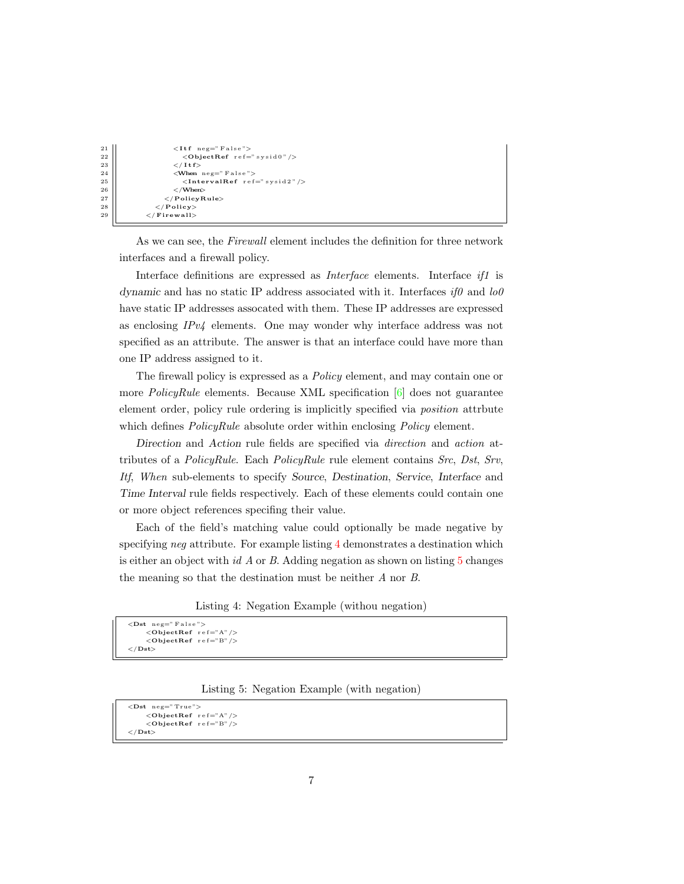```
21            <Itf neg="False">
22              <ObjectRef ref="sysid0"/>
23            </Itf>
24            <When neg="False">
25              <IntervalRef ref="sysid2"/>
26            </When>
27          </PolicyRule>
28        </Policy>
29      </Firewall>
```

As we can see, the *Firewall* element includes the definition for three network interfaces and a firewall policy.

Interface definitions are expressed as *Interface* elements. Interface *if1* is *dynamic* and has no static IP address associated with it. Interfaces *if0* and *lo0* have static IP addresses assocated with them. These IP addresses are expressed as enclosing *IPv4* elements. One may wonder why interface address was not specified as an attribute. The answer is that an interface could have more than one IP address assigned to it.

The firewall policy is expressed as a *Policy* element, and may contain one or more *PolicyRule* elements. Because XML specification [6] does not guarantee element order, policy rule ordering is implicitly specified via *position* attrbute which defines *PolicyRule* absolute order within enclosing *Policy* element.

*Direction* and *Action* rule fields are specified via *direction* and *action* attributes of a *PolicyRule*. Each *PolicyRule* rule element contains *Src*, *Dst*, *Srv*, *Itf*, *When* sub-elements to specify *Source*, *Destination*, *Service*, *Interface* and *Time Interval* rule fields respectively. Each of these elements could contain one or more object references specifing their value.

Each of the field's matching value could optionally be made negative by specifying *neg* attribute. For example listing 4 demonstrates a destination which is either an object with *id* *A* or *B*. Adding negation as shown on listing 5 changes the meaning so that the destination must be neither *A* nor *B*.

Listing 4: Negation Example (withou negation)

```
<Dst neg="False">
    <ObjectRef ref="A"/>
    <ObjectRef ref="B"/>
</Dst>
```

Listing 5: Negation Example (with negation)

```
<Dst neg="True">
    <ObjectRef ref="A"/>
    <ObjectRef ref="B"/>
</Dst>
```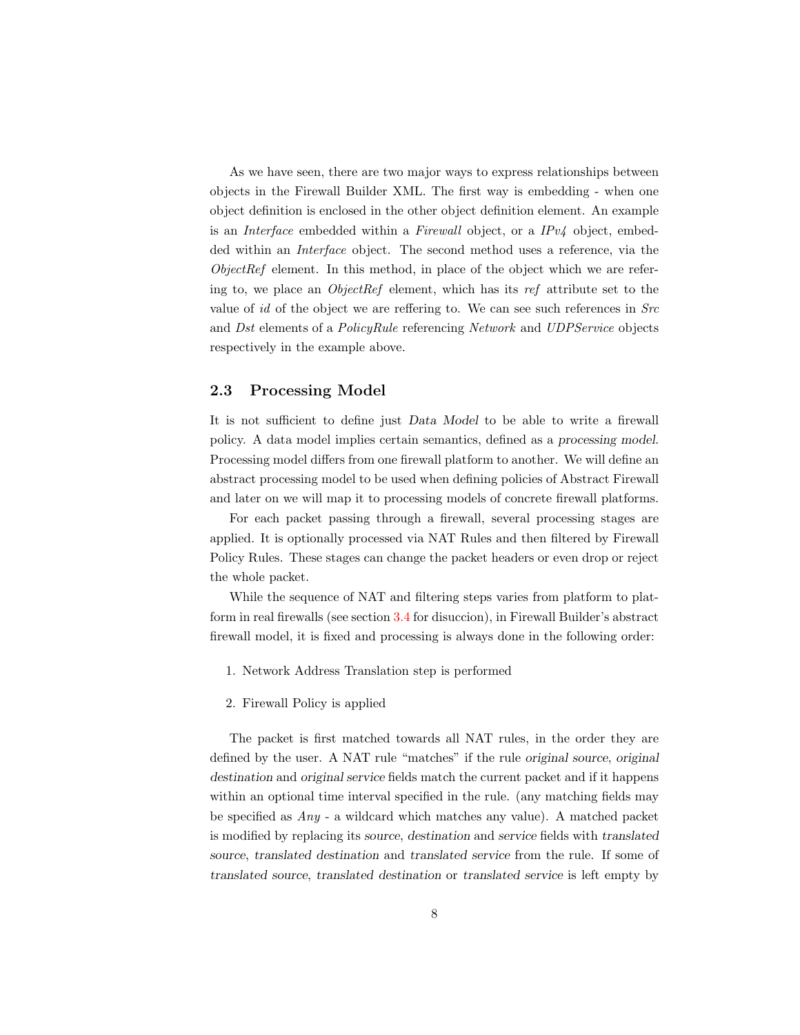As we have seen, there are two major ways to express relationships between objects in the Firewall Builder XML. The first way is embedding - when one object definition is enclosed in the other object definition element. An example is an *Interface* embedded within a *Firewall* object, or a *IPv4* object, embedded within an *Interface* object. The second method uses a reference, via the *ObjectRef* element. In this method, in place of the object which we are refering to, we place an *ObjectRef* element, which has its *ref* attribute set to the value of *id* of the object we are reffering to. We can see such references in *Src* and *Dst* elements of a *PolicyRule* referencing *Network* and *UDPService* objects respectively in the example above.

## 2.3 Processing Model

It is not sufficient to define just *Data Model* to be able to write a firewall policy. A data model implies certain semantics, defined as a *processing model*. Processing model differs from one firewall platform to another. We will define an abstract processing model to be used when defining policies of Abstract Firewall and later on we will map it to processing models of concrete firewall platforms.

For each packet passing through a firewall, several processing stages are applied. It is optionally processed via NAT Rules and then filtered by Firewall Policy Rules. These stages can change the packet headers or even drop or reject the whole packet.

While the sequence of NAT and filtering steps varies from platform to platform in real firewalls (see section 3.4 for disuccion), in Firewall Builder's abstract firewall model, it is fixed and processing is always done in the following order:

1. Network Address Translation step is performed

2. Firewall Policy is applied

The packet is first matched towards all NAT rules, in the order they are defined by the user. A NAT rule "matches" if the rule *original source*, *original destination* and *original service* fields match the current packet and if it happens within an optional time interval specified in the rule. (any matching fields may be specified as *Any* - a wildcard which matches any value). A matched packet is modified by replacing its *source*, *destination* and *service* fields with *translated source*, *translated destination* and *translated service* from the rule. If some of *translated source*, *translated destination* or *translated service* is left empty by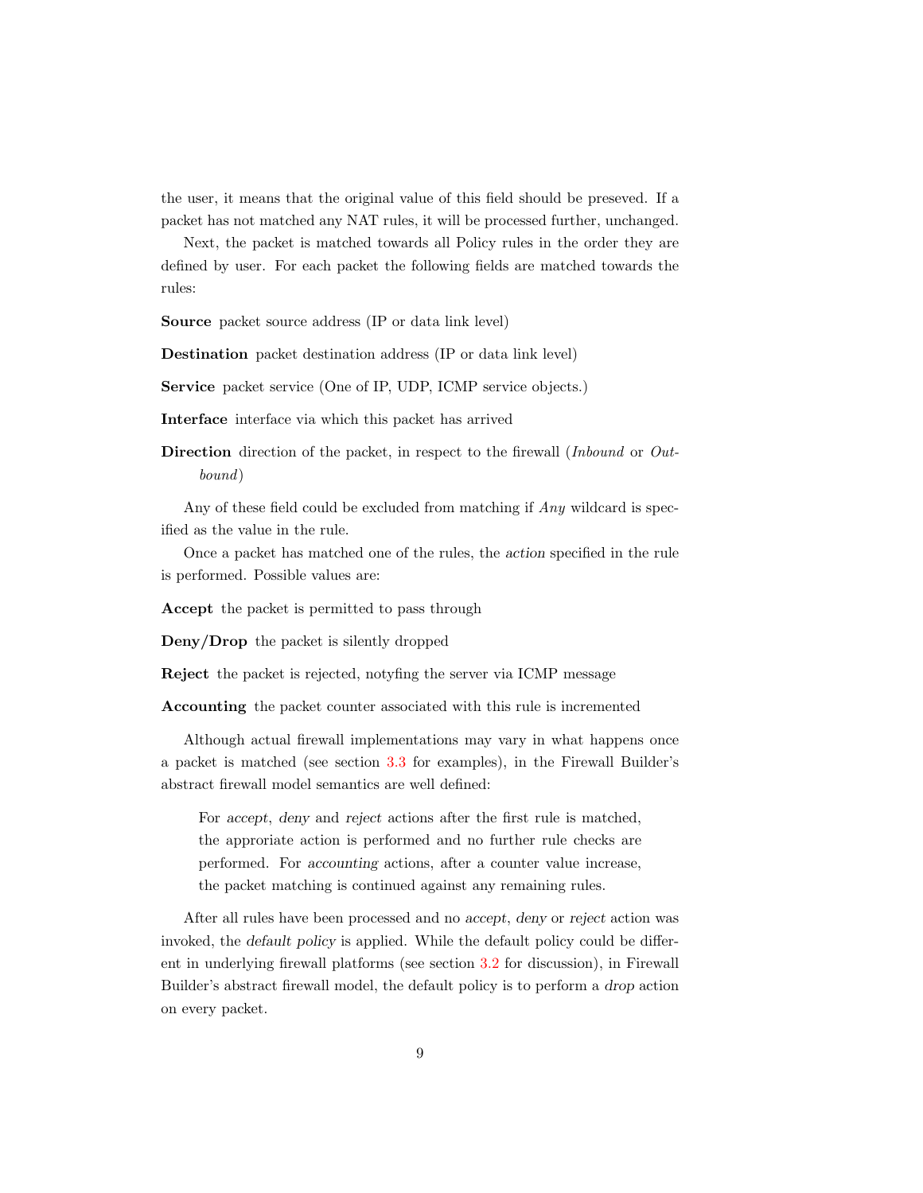the user, it means that the original value of this field should be presesved. If a packet has not matched any NAT rules, it will be processed further, unchanged.

Next, the packet is matched towards all Policy rules in the order they are defined by user. For each packet the following fields are matched towards the rules:

**Source** packet source address (IP or data link level)

**Destination** packet destination address (IP or data link level)

**Service** packet service (One of IP, UDP, ICMP service objects.)

**Interface** interface via which this packet has arrived

**Direction** direction of the packet, in respect to the firewall (*Inbound* or *Outbound*)

Any of these field could be excluded from matching if *Any* wildcard is specified as the value in the rule.

Once a packet has matched one of the rules, the *action* specified in the rule is performed. Possible values are:

**Accept** the packet is permitted to pass through

**Deny/Drop** the packet is silently dropped

**Reject** the packet is rejected, notyfing the server via ICMP message

**Accounting** the packet counter associated with this rule is incremented

Although actual firewall implementations may vary in what happens once a packet is matched (see section 3.3 for examples), in the Firewall Builder's abstract firewall model semantics are well defined:

> For *accept*, *deny* and *reject* actions after the first rule is matched, the approriate action is performed and no further rule checks are performed. For *accounting* actions, after a counter value increase, the packet matching is continued against any remaining rules.

After all rules have been processed and no *accept*, *deny* or *reject* action was invoked, the *default policy* is applied. While the default policy could be different in underlying firewall platforms (see section 3.2 for discussion), in Firewall Builder's abstract firewall model, the default policy is to perform a *drop* action on every packet.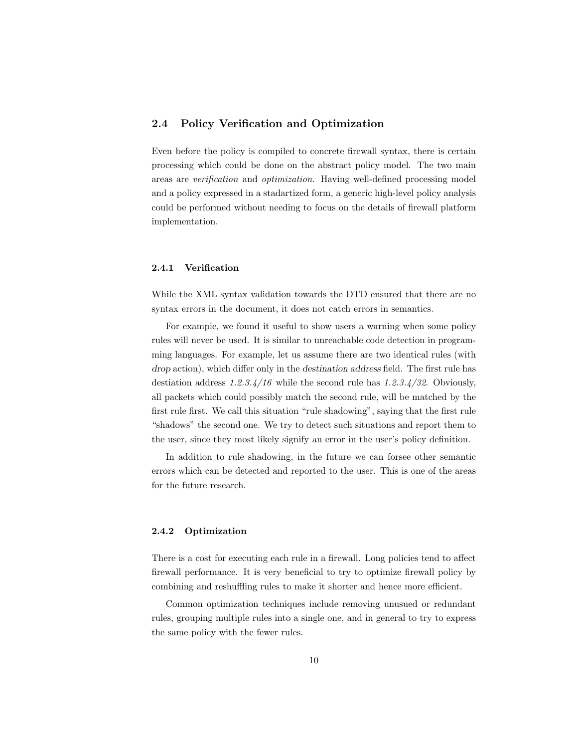## 2.4 Policy Verification and Optimization

Even before the policy is compiled to concrete firewall syntax, there is certain processing which could be done on the abstract policy model. The two main areas are *verification* and *optimization*. Having well-defined processing model and a policy expressed in a stadartized form, a generic high-level policy analysis could be performed without needing to focus on the details of firewall platform implementation.

### 2.4.1 Verification

While the XML syntax validation towards the DTD ensured that there are no syntax errors in the document, it does not catch errors in semantics.

For example, we found it useful to show users a warning when some policy rules will never be used. It is similar to unreachable code detection in programming languages. For example, let us assume there are two identical rules (with *drop* action), which differ only in the *destination address* field. The first rule has destiation address *1.2.3.4/16* while the second rule has *1.2.3.4/32*. Obviously, all packets which could possibly match the second rule, will be matched by the first rule first. We call this situation "rule shadowing", saying that the first rule "shadows" the second one. We try to detect such situations and report them to the user, since they most likely signify an error in the user's policy definition.

In addition to rule shadowing, in the future we can forsee other semantic errors which can be detected and reported to the user. This is one of the areas for the future research.

### 2.4.2 Optimization

There is a cost for executing each rule in a firewall. Long policies tend to affect firewall performance. It is very beneficial to try to optimize firewall policy by combining and reshuffling rules to make it shorter and hence more efficient.

Common optimization techniques include removing unusued or redundant rules, grouping multiple rules into a single one, and in general to try to express the same policy with the fewer rules.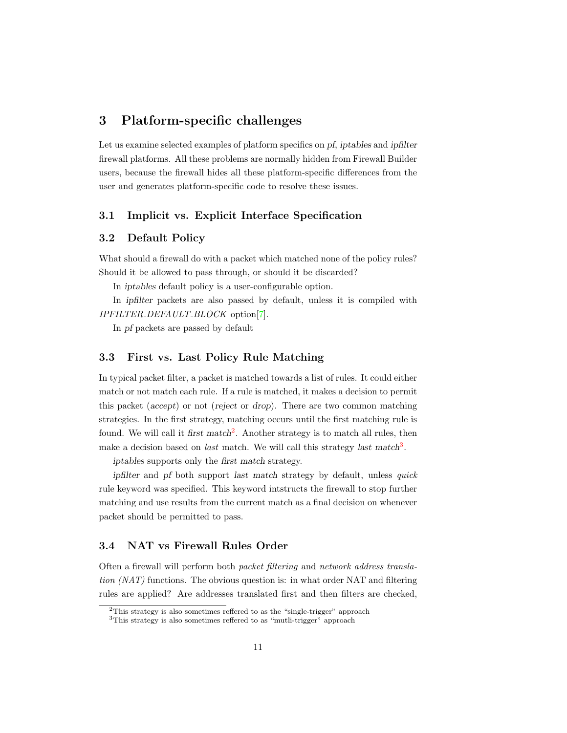# 3 Platform-specific challenges

Let us examine selected examples of platform specifics on *pf*, *iptables* and *ipfilter* firewall platforms. All these problems are normally hidden from Firewall Builder users, because the firewall hides all these platform-specific differences from the user and generates platform-specific code to resolve these issues.

## 3.1 Implicit vs. Explicit Interface Specification

## 3.2 Default Policy

What should a firewall do with a packet which matched none of the policy rules? Should it be allowed to pass through, or should it be discarded?

In *iptables* default policy is a user-configurable option.

In *ipfilter* packets are also passed by default, unless it is compiled with *IPFILTER_DEFAULT_BLOCK* option[7].

In *pf* packets are passed by default

## 3.3 First vs. Last Policy Rule Matching

In typical packet filter, a packet is matched towards a list of rules. It could either match or not match each rule. If a rule is matched, it makes a decision to permit this packet (*accept*) or not (*reject* or *drop*). There are two common matching strategies. In the first strategy, matching occurs until the first matching rule is found. We will call it *first match*[2]. Another strategy is to match all rules, then make a decision based on *last* match. We will call this strategy *last match*[3].

*iptables* supports only the *first match* strategy.

*ipfilter* and *pf* both support *last match* strategy by default, unless *quick* rule keyword was specified. This keyword intstructs the firewall to stop further matching and use results from the current match as a final decision on whenever packet should be permitted to pass.

## 3.4 NAT vs Firewall Rules Order

Often a firewall will perform both *packet filtering* and *network address translation (NAT)* functions. The obvious question is: in what order NAT and filtering rules are applied? Are addresses translated first and then filters are checked,

[2]This strategy is also sometimes reffered to as the "single-trigger" approach

[3]This strategy is also sometimes reffered to as "mutli-trigger" approach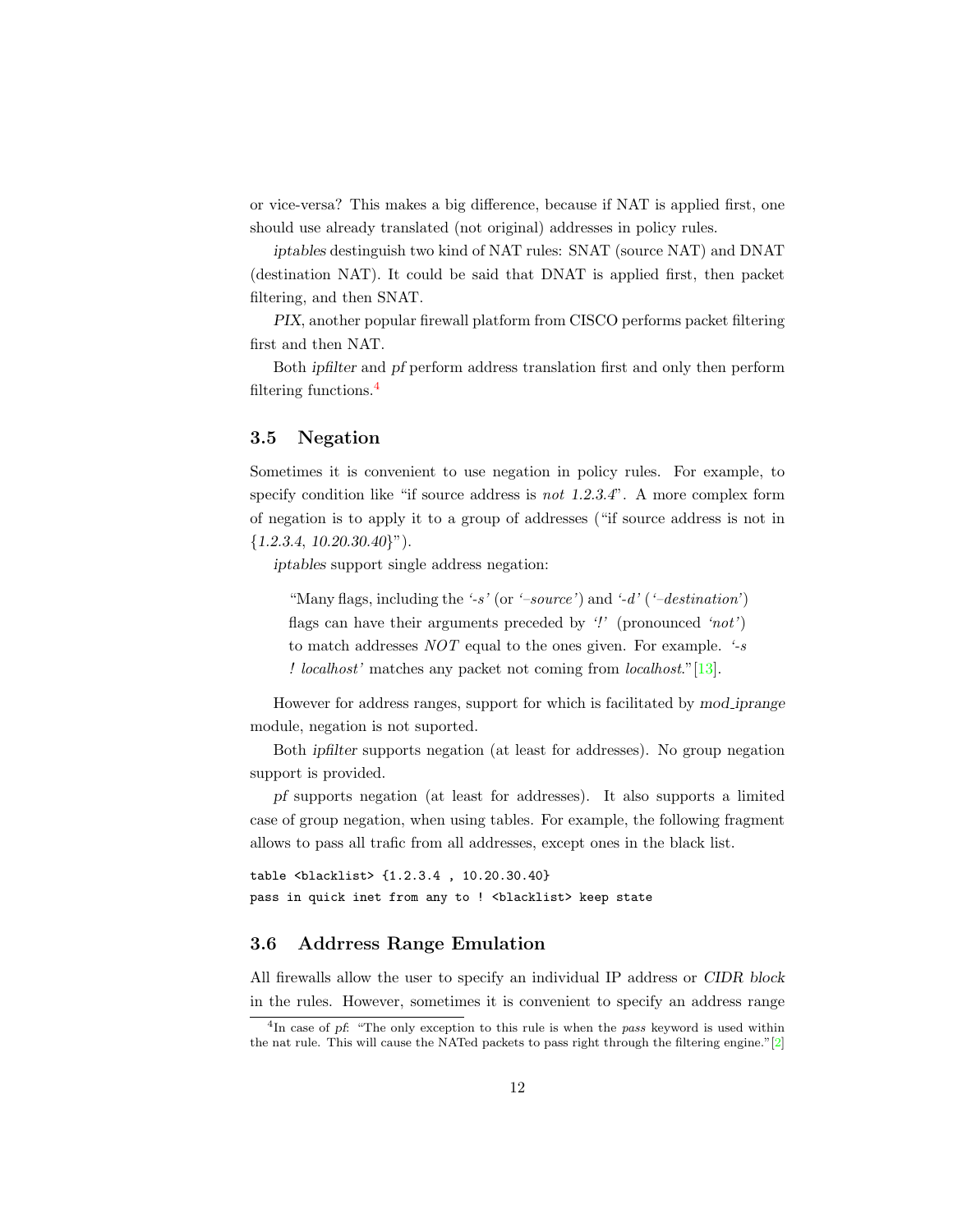or vice-versa? This makes a big difference, because if NAT is applied first, one should use already translated (not original) addresses in policy rules.

*iptables* destinguish two kind of NAT rules: SNAT (source NAT) and DNAT (destination NAT). It could be said that DNAT is applied first, then packet filtering, and then SNAT.

*PIX*, another popular firewall platform from CISCO performs packet filtering first and then NAT.

Both *ipfilter* and *pf* perform address translation first and only then perform filtering functions.[4]

### 3.5 Negation

Sometimes it is convenient to use negation in policy rules. For example, to specify condition like "if source address is *not 1.2.3.4*". A more complex form of negation is to apply it to a group of addresses ("if source address is not in {*1.2.3.4*, *10.20.30.40*}").

*iptables* support single address negation:

> "Many flags, including the *'-s'* (or *'–source'*) and *'-d'* (*'–destination'*) flags can have their arguments preceded by *'!'* (pronounced *'not'*) to match addresses *NOT* equal to the ones given. For example. *'-s ! localhost'* matches any packet not coming from *localhost*."[13].

However for address ranges, support for which is facilitated by *mod_iprange* module, negation is not suported.

Both *ipfilter* supports negation (at least for addresses). No group negation support is provided.

*pf* supports negation (at least for addresses). It also supports a limited case of group negation, when using tables. For example, the following fragment allows to pass all trafic from all addresses, except ones in the black list.

```
table <blacklist> {1.2.3.4 , 10.20.30.40}
pass in quick inet from any to ! <blacklist> keep state
```

### 3.6 Addrress Range Emulation

All firewalls allow the user to specify an individual IP address or *CIDR block* in the rules. However, sometimes it is convenient to specify an address range

---

[4] In case of *pf*: "The only exception to this rule is when the *pass* keyword is used within the nat rule. This will cause the NATed packets to pass right through the filtering engine."[2]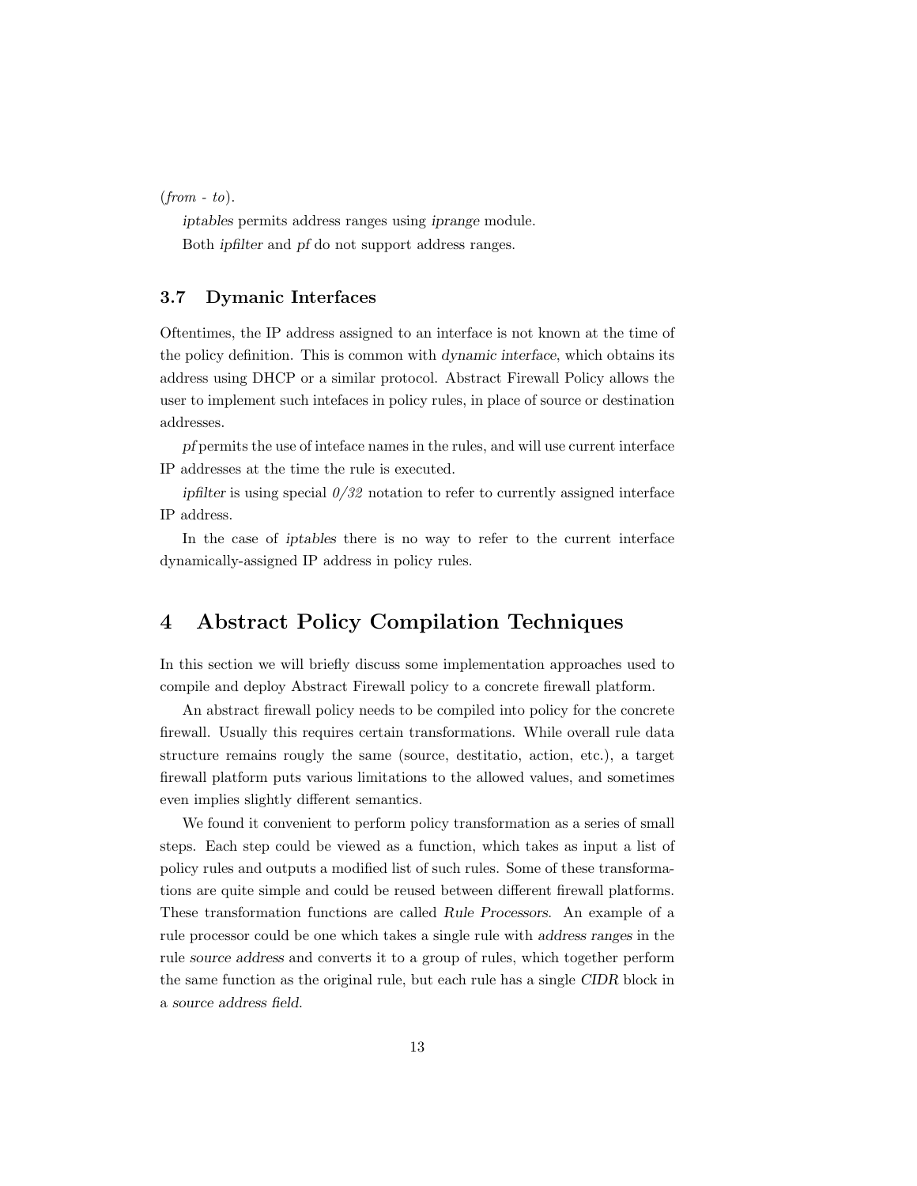(*from - to*).

*iptables* permits address ranges using *iprange* module.

Both *ipfilter* and *pf* do not support address ranges.

### 3.7 Dymanic Interfaces

Oftentimes, the IP address assigned to an interface is not known at the time of the policy definition. This is common with *dynamic interface*, which obtains its address using DHCP or a similar protocol. Abstract Firewall Policy allows the user to implement such intefaces in policy rules, in place of source or destination addresses.

*pf* permits the use of inteface names in the rules, and will use current interface IP addresses at the time the rule is executed.

*ipfilter* is using special *0/32* notation to refer to currently assigned interface IP address.

In the case of *iptables* there is no way to refer to the current interface dynamically-assigned IP address in policy rules.

## 4 Abstract Policy Compilation Techniques

In this section we will briefly discuss some implementation approaches used to compile and deploy Abstract Firewall policy to a concrete firewall platform.

An abstract firewall policy needs to be compiled into policy for the concrete firewall. Usually this requires certain transformations. While overall rule data structure remains rougly the same (source, destitatio, action, etc.), a target firewall platform puts various limitations to the allowed values, and sometimes even implies slightly different semantics.

We found it convenient to perform policy transformation as a series of small steps. Each step could be viewed as a function, which takes as input a list of policy rules and outputs a modified list of such rules. Some of these transformations are quite simple and could be reused between different firewall platforms. These transformation functions are called *Rule Processors*. An example of a rule processor could be one which takes a single rule with *address ranges* in the rule *source address* and converts it to a group of rules, which together perform the same function as the original rule, but each rule has a single *CIDR* block in a *source address field*.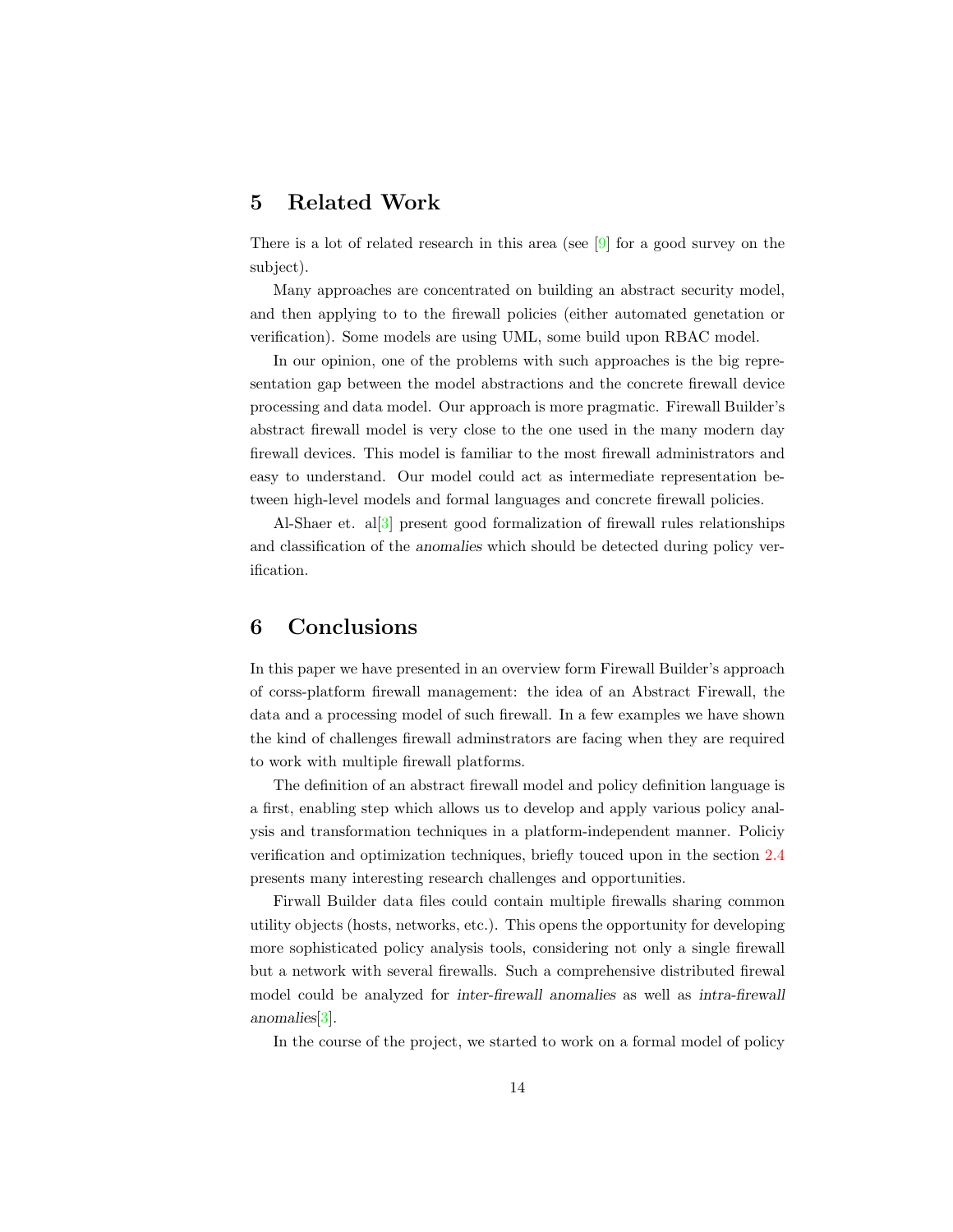# 5 Related Work

There is a lot of related research in this area (see [9] for a good survey on the subject).

Many approaches are concentrated on building an abstract security model, and then applying to to the firewall policies (either automated genetation or verification). Some models are using UML, some build upon RBAC model.

In our opinion, one of the problems with such approaches is the big representation gap between the model abstractions and the concrete firewall device processing and data model. Our approach is more pragmatic. Firewall Builder's abstract firewall model is very close to the one used in the many modern day firewall devices. This model is familiar to the most firewall administrators and easy to understand. Our model could act as intermediate representation between high-level models and formal languages and concrete firewall policies.

Al-Shaer et. al[3] present good formalization of firewall rules relationships and classification of the *anomalies* which should be detected during policy verification.

# 6 Conclusions

In this paper we have presented in an overview form Firewall Builder's approach of corss-platform firewall management: the idea of an Abstract Firewall, the data and a processing model of such firewall. In a few examples we have shown the kind of challenges firewall adminstrators are facing when they are required to work with multiple firewall platforms.

The definition of an abstract firewall model and policy definition language is a first, enabling step which allows us to develop and apply various policy analysis and transformation techniques in a platform-independent manner. Policiy verification and optimization techniques, briefly touced upon in the section 2.4 presents many interesting research challenges and opportunities.

Firwall Builder data files could contain multiple firewalls sharing common utility objects (hosts, networks, etc.). This opens the opportunity for developing more sophisticated policy analysis tools, considering not only a single firewall but a network with several firewalls. Such a comprehensive distributed firewal model could be analyzed for *inter-firewall anomalies* as well as *intra-firewall anomalies*[3].

In the course of the project, we started to work on a formal model of policy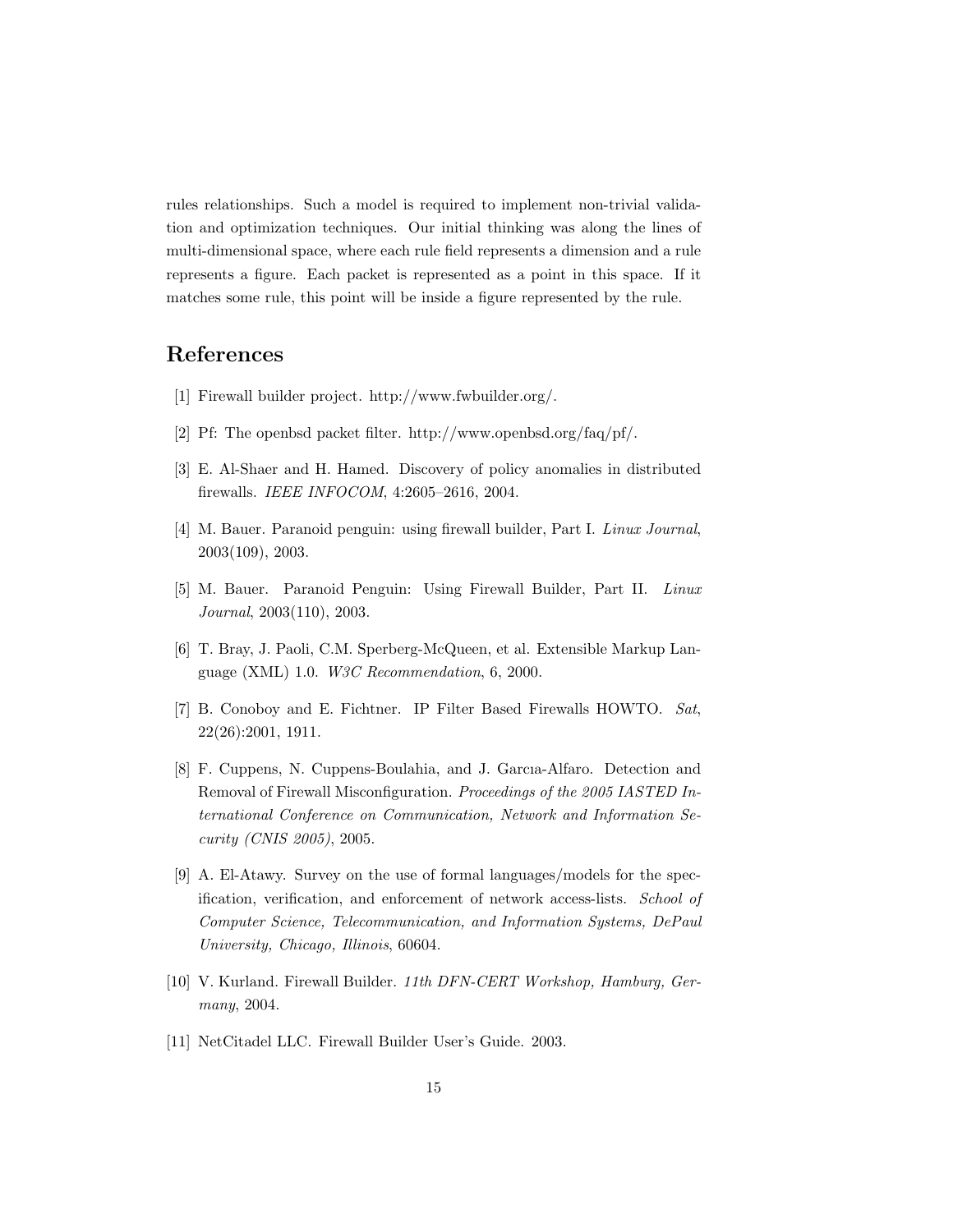rules relationships. Such a model is required to implement non-trivial validation and optimization techniques. Our initial thinking was along the lines of multi-dimensional space, where each rule field represents a dimension and a rule represents a figure. Each packet is represented as a point in this space. If it matches some rule, this point will be inside a figure represented by the rule.

## References

[1] Firewall builder project. http://www.fwbuilder.org/.

[2] Pf: The openbsd packet filter. http://www.openbsd.org/faq/pf/.

[3] E. Al-Shaer and H. Hamed. Discovery of policy anomalies in distributed firewalls. *IEEE INFOCOM*, 4:2605–2616, 2004.

[4] M. Bauer. Paranoid penguin: using firewall builder, Part I. *Linux Journal*, 2003(109), 2003.

[5] M. Bauer. Paranoid Penguin: Using Firewall Builder, Part II. *Linux Journal*, 2003(110), 2003.

[6] T. Bray, J. Paoli, C.M. Sperberg-McQueen, et al. Extensible Markup Language (XML) 1.0. *W3C Recommendation*, 6, 2000.

[7] B. Conoboy and E. Fichtner. IP Filter Based Firewalls HOWTO. *Sat*, 22(26):2001, 1911.

[8] F. Cuppens, N. Cuppens-Boulahia, and J. Garcıa-Alfaro. Detection and Removal of Firewall Misconfiguration. *Proceedings of the 2005 IASTED International Conference on Communication, Network and Information Security (CNIS 2005)*, 2005.

[9] A. El-Atawy. Survey on the use of formal languages/models for the specification, verification, and enforcement of network access-lists. *School of Computer Science, Telecommunication, and Information Systems, DePaul University, Chicago, Illinois*, 60604.

[10] V. Kurland. Firewall Builder. *11th DFN-CERT Workshop, Hamburg, Germany*, 2004.

[11] NetCitadel LLC. Firewall Builder User's Guide. 2003.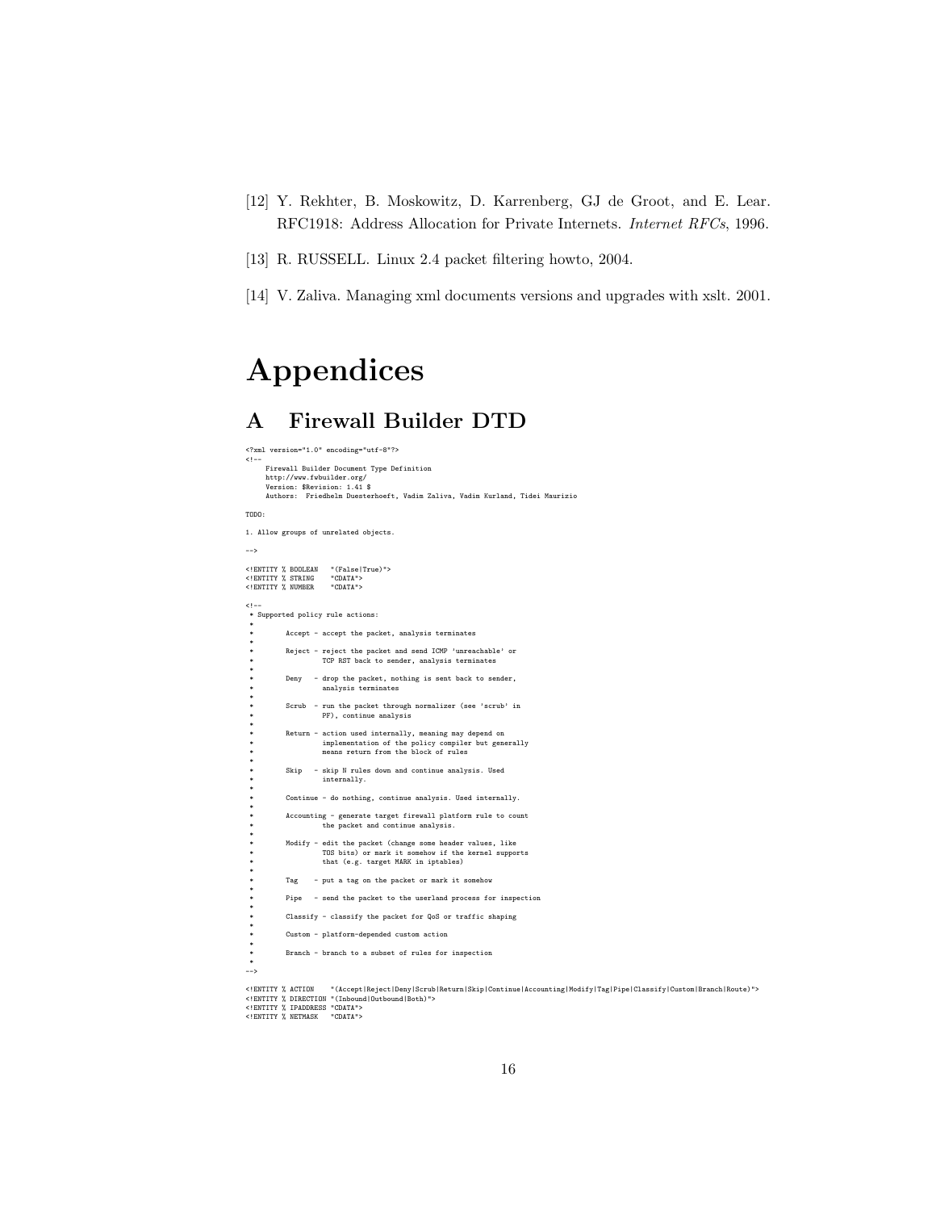[12] Y. Rekhter, B. Moskowitz, D. Karrenberg, GJ de Groot, and E. Lear. RFC1918: Address Allocation for Private Internets. *Internet RFCs*, 1996.

[13] R. RUSSELL. Linux 2.4 packet filtering howto, 2004.

[14] V. Zaliva. Managing xml documents versions and upgrades with xslt. 2001.

# Appendices

## A Firewall Builder DTD

```
<?xml version="1.0" encoding="utf-8"?>
<!--
     Firewall Builder Document Type Definition
     http://www.fwbuilder.org/
     Version: $Revision: 1.41 $
     Authors:  Friedhelm Duesterhoeft, Vadim Zaliva, Vadim Kurland, Tidei Maurizio

TODO:

1. Allow groups of unrelated objects.

-->

<!ENTITY % BOOLEAN   "(False|True)">
<!ENTITY % STRING    "CDATA">
<!ENTITY % NUMBER    "CDATA">

<!--
 * Supported policy rule actions:
 *
 *       Accept - accept the packet, analysis terminates
 *
 *       Reject - reject the packet and send ICMP 'unreachable' or
 *                TCP RST back to sender, analysis terminates
 *
 *       Deny   - drop the packet, nothing is sent back to sender,
 *                analysis terminates
 *
 *       Scrub  - run the packet through normalizer (see 'scrub' in
 *                PF), continue analysis
 *
 *       Return - action used internally, meaning may depend on
 *                implementation of the policy compiler but generally
 *                means return from the block of rules
 *
 *       Skip   - skip N rules down and continue analysis. Used
 *                internally.
 *
 *       Continue - do nothing, continue analysis. Used internally.
 *
 *       Accounting - generate target firewall platform rule to count
 *                the packet and continue analysis.
 *
 *       Modify - edit the packet (change some header values, like
 *                TOS bits) or mark it somehow if the kernel supports
 *                that (e.g. target MARK in iptables)
 *
 *       Tag    - put a tag on the packet or mark it somehow
 *
 *       Pipe   - send the packet to the userland process for inspection
 *
 *       Classify - classify the packet for QoS or traffic shaping
 *
 *       Custom - platform-depended custom action
 *
 *       Branch - branch to a subset of rules for inspection
 *
-->

<!ENTITY % ACTION    "(Accept|Reject|Deny|Scrub|Return|Skip|Continue|Accounting|Modify|Tag|Pipe|Classify|Custom|Branch|Route)">
<!ENTITY % DIRECTION "(Inbound|Outbound|Both)">
<!ENTITY % IPADDRESS "CDATA">
<!ENTITY % NETMASK   "CDATA">
```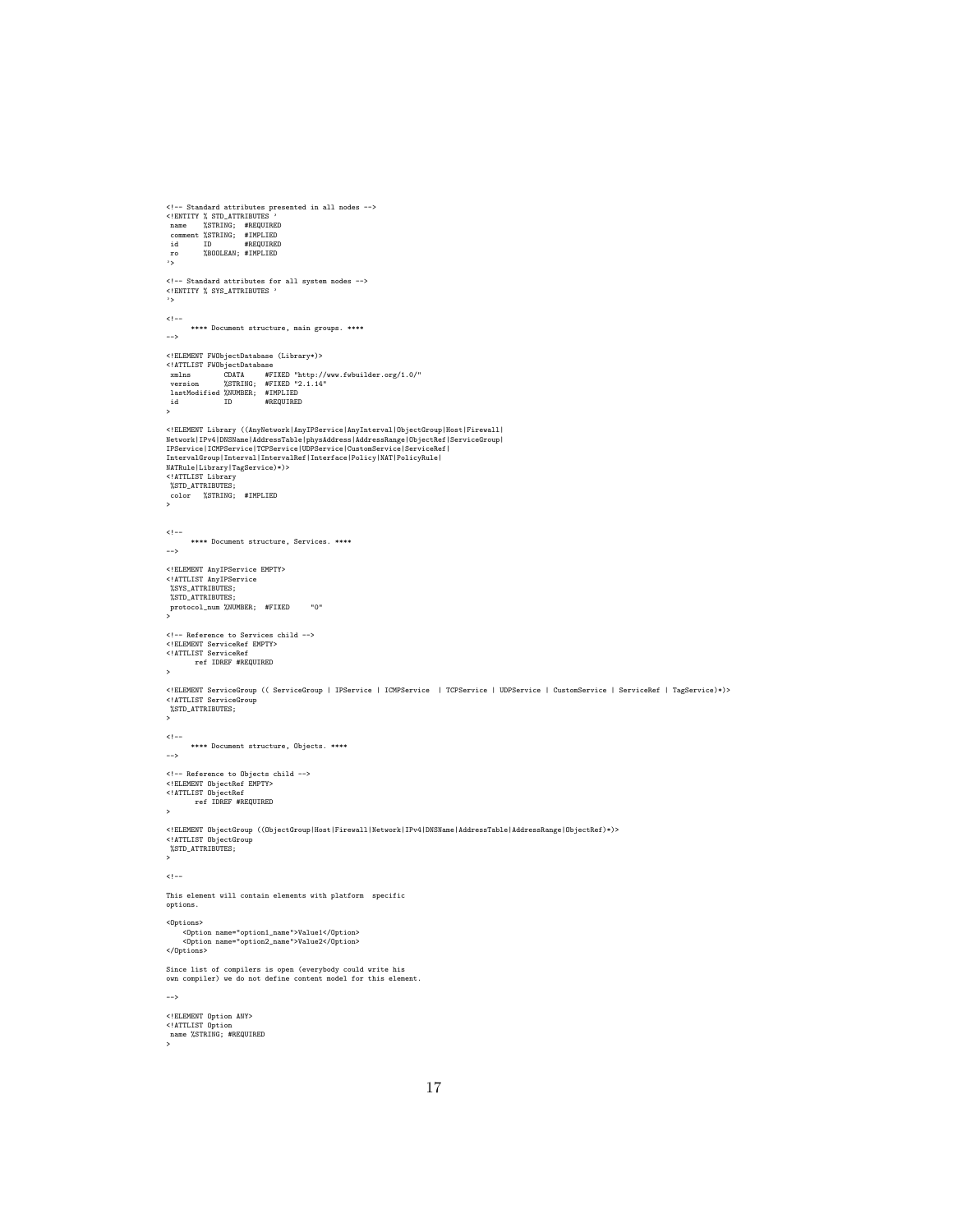```
<!-- Standard attributes presented in all nodes -->
<!ENTITY % STD_ATTRIBUTES '
 name    %STRING;  #REQUIRED
 comment %STRING;  #IMPLIED
 id      ID        #REQUIRED
 ro      %BOOLEAN; #IMPLIED
'>

<!-- Standard attributes for all system nodes -->
<!ENTITY % SYS_ATTRIBUTES '
'>

<!--
      **** Document structure, main groups. ****
-->

<!ELEMENT FWObjectDatabase (Library*)>
<!ATTLIST FWObjectDatabase
 xmlns        CDATA     #FIXED "http://www.fwbuilder.org/1.0/"
 version      %STRING;  #FIXED "2.1.14"
 lastModified %NUMBER;  #IMPLIED
 id           ID        #REQUIRED
>

<!ELEMENT Library ((AnyNetwork|AnyIPService|AnyInterval|ObjectGroup|Host|Firewall|
Network|IPv4|DNSName|AddressTable|physAddress|AddressRange|ObjectRef|ServiceGroup|
IPService|ICMPService|TCPService|UDPService|CustomService|ServiceRef|
IntervalGroup|Interval|IntervalRef|Interface|Policy|NAT|PolicyRule|
NATRule|Library|TagService)*)>
<!ATTLIST Library
 %STD_ATTRIBUTES;
 color   %STRING;  #IMPLIED
>


<!--
      **** Document structure, Services. ****
-->

<!ELEMENT AnyIPService EMPTY>
<!ATTLIST AnyIPService
 %SYS_ATTRIBUTES;
 %STD_ATTRIBUTES;
 protocol_num %NUMBER;  #FIXED     "0"
>

<!-- Reference to Services child -->
<!ELEMENT ServiceRef EMPTY>
<!ATTLIST ServiceRef
       ref IDREF #REQUIRED
>

<!ELEMENT ServiceGroup (( ServiceGroup | IPService | ICMPService  | TCPService | UDPService | CustomService | ServiceRef | TagService)*)>
<!ATTLIST ServiceGroup
 %STD_ATTRIBUTES;
>

<!--
      **** Document structure, Objects. ****
-->

<!-- Reference to Objects child -->
<!ELEMENT ObjectRef EMPTY>
<!ATTLIST ObjectRef
       ref IDREF #REQUIRED
>

<!ELEMENT ObjectGroup ((ObjectGroup|Host|Firewall|Network|IPv4|DNSName|AddressTable|AddressRange|ObjectRef)*)>
<!ATTLIST ObjectGroup
 %STD_ATTRIBUTES;
>

<!--

This element will contain elements with platform  specific
options.

<Options>
    <Option name="option1_name">Value1</Option>
    <Option name="option2_name">Value2</Option>
</Options>

Since list of compilers is open (everybody could write his
own compiler) we do not define content model for this element.

-->

<!ELEMENT Option ANY>
<!ATTLIST Option
 name %STRING; #REQUIRED
>
```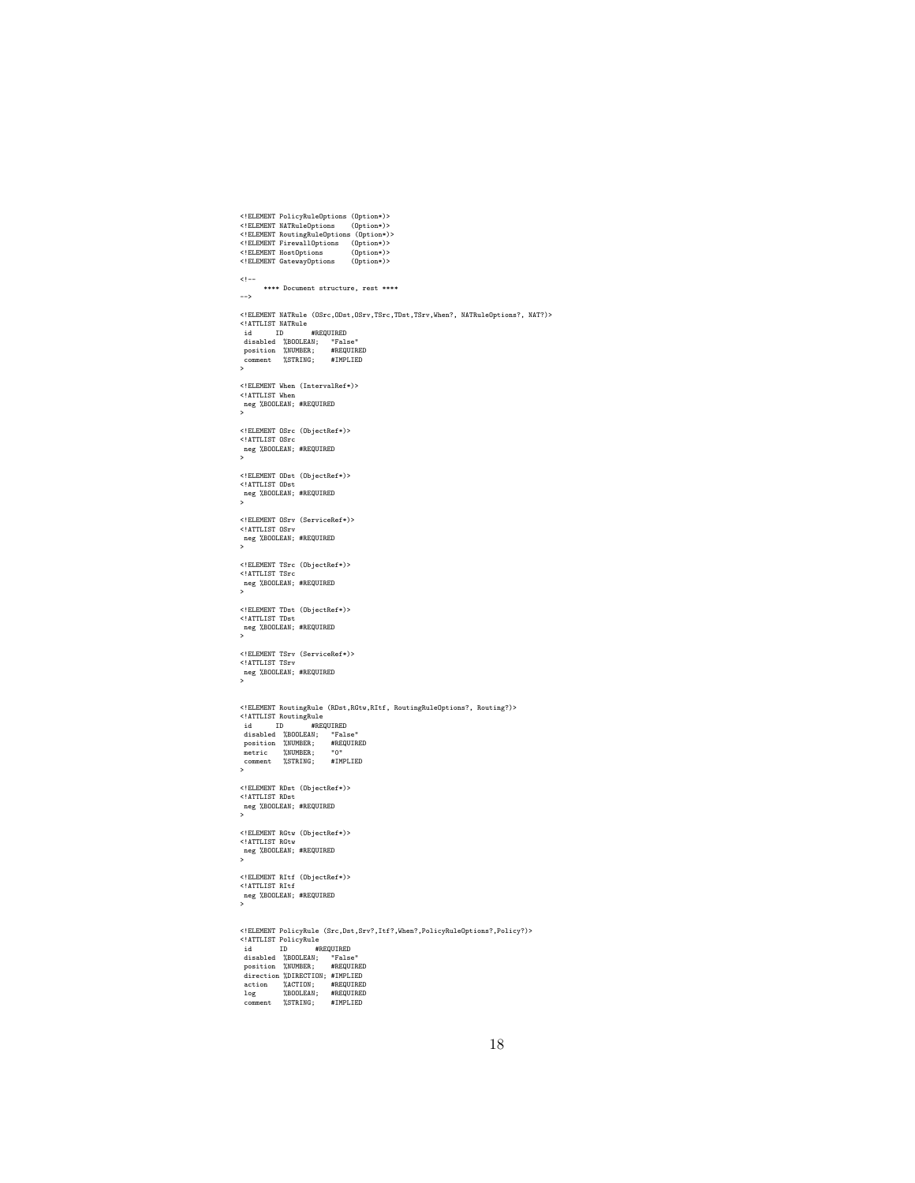```
<!ELEMENT PolicyRuleOptions (Option*)>
<!ELEMENT NATRuleOptions    (Option*)>
<!ELEMENT RoutingRuleOptions (Option*)>
<!ELEMENT FirewallOptions   (Option*)>
<!ELEMENT HostOptions       (Option*)>
<!ELEMENT GatewayOptions    (Option*)>

<!--
     **** Document structure, rest ****
-->

<!ELEMENT NATRule (OSrc,ODst,OSrv,TSrc,TDst,TSrv,When?, NATRuleOptions?, NAT?)>
<!ATTLIST NATRule
 id       ID        #REQUIRED
 disabled  %BOOLEAN;   "False"
 position  %NUMBER;    #REQUIRED
 comment   %STRING;    #IMPLIED
>

<!ELEMENT When (IntervalRef*)>
<!ATTLIST When
 neg %BOOLEAN; #REQUIRED
>

<!ELEMENT OSrc (ObjectRef*)>
<!ATTLIST OSrc
 neg %BOOLEAN; #REQUIRED
>

<!ELEMENT ODst (ObjectRef*)>
<!ATTLIST ODst
 neg %BOOLEAN; #REQUIRED
>

<!ELEMENT OSrv (ServiceRef*)>
<!ATTLIST OSrv
 neg %BOOLEAN; #REQUIRED
>

<!ELEMENT TSrc (ObjectRef*)>
<!ATTLIST TSrc
 neg %BOOLEAN; #REQUIRED
>

<!ELEMENT TDst (ObjectRef*)>
<!ATTLIST TDst
 neg %BOOLEAN; #REQUIRED
>

<!ELEMENT TSrv (ServiceRef*)>
<!ATTLIST TSrv
 neg %BOOLEAN; #REQUIRED
>


<!ELEMENT RoutingRule (RDst,RGtw,RItf, RoutingRuleOptions?, Routing?)>
<!ATTLIST RoutingRule
 id       ID        #REQUIRED
 disabled  %BOOLEAN;   "False"
 position  %NUMBER;    #REQUIRED
 metric    %NUMBER;    "0"
 comment   %STRING;    #IMPLIED
>

<!ELEMENT RDst (ObjectRef*)>
<!ATTLIST RDst
 neg %BOOLEAN; #REQUIRED
>

<!ELEMENT RGtw (ObjectRef*)>
<!ATTLIST RGtw
 neg %BOOLEAN; #REQUIRED
>

<!ELEMENT RItf (ObjectRef*)>
<!ATTLIST RItf
 neg %BOOLEAN; #REQUIRED
>


<!ELEMENT PolicyRule (Src,Dst,Srv?,Itf?,When?,PolicyRuleOptions?,Policy?)>
<!ATTLIST PolicyRule
 id       ID        #REQUIRED
 disabled  %BOOLEAN;   "False"
 position  %NUMBER;    #REQUIRED
 direction %DIRECTION; #IMPLIED
 action    %ACTION;    #REQUIRED
 log       %BOOLEAN;   #REQUIRED
 comment   %STRING;    #IMPLIED
```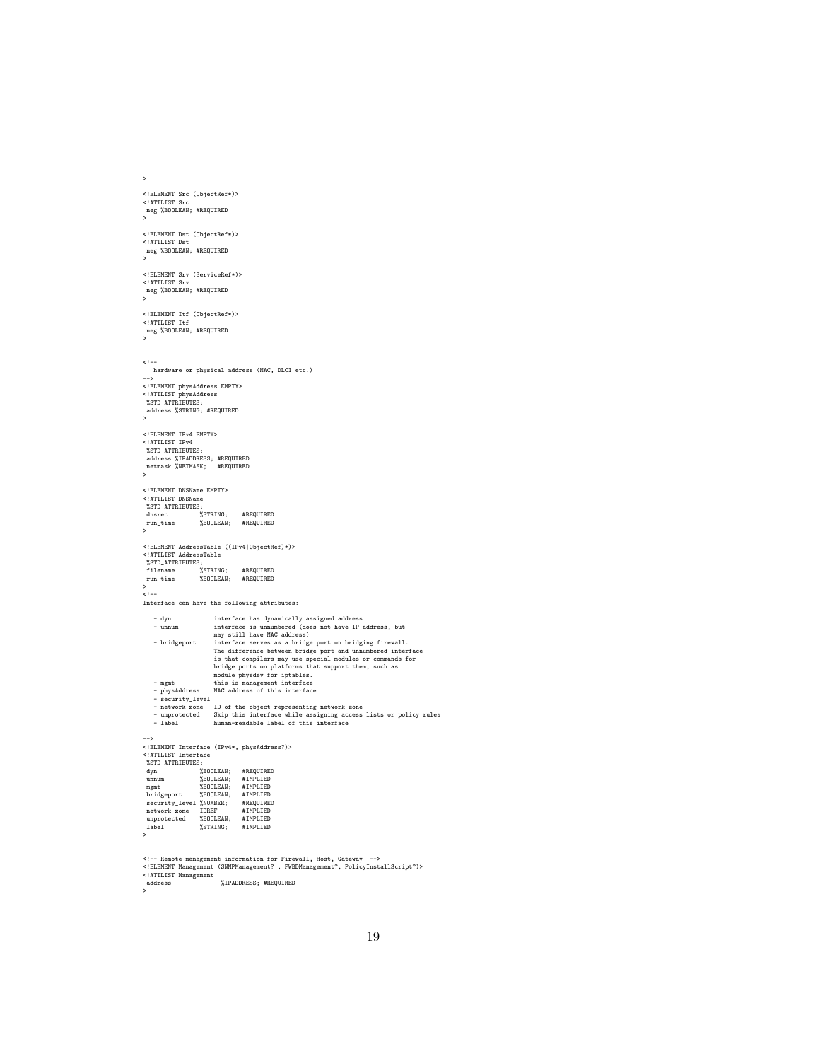```
>

<!ELEMENT Src (ObjectRef*)>
<!ATTLIST Src
 neg %BOOLEAN; #REQUIRED
>

<!ELEMENT Dst (ObjectRef*)>
<!ATTLIST Dst
 neg %BOOLEAN; #REQUIRED
>

<!ELEMENT Srv (ServiceRef*)>
<!ATTLIST Srv
 neg %BOOLEAN; #REQUIRED
>

<!ELEMENT Itf (ObjectRef*)>
<!ATTLIST Itf
 neg %BOOLEAN; #REQUIRED
>


<!--
   hardware or physical address (MAC, DLCI etc.)
-->
<!ELEMENT physAddress EMPTY>
<!ATTLIST physAddress
 %STD_ATTRIBUTES;
 address %STRING; #REQUIRED
>

<!ELEMENT IPv4 EMPTY>
<!ATTLIST IPv4
 %STD_ATTRIBUTES;
 address %IPADDRESS; #REQUIRED
 netmask %NETMASK;   #REQUIRED
>

<!ELEMENT DNSName EMPTY>
<!ATTLIST DNSName
 %STD_ATTRIBUTES;
 dnsrec        %STRING;    #REQUIRED
 run_time      %BOOLEAN;   #REQUIRED
>

<!ELEMENT AddressTable ((IPv4|ObjectRef)*)>
<!ATTLIST AddressTable
 %STD_ATTRIBUTES;
 filename      %STRING;    #REQUIRED
 run_time      %BOOLEAN;   #REQUIRED
>
<!--
Interface can have the following attributes:

   - dyn            interface has dynamically assigned address
   - unnum          interface is unnumbered (does not have IP address, but
                    may still have MAC address)
   - bridgeport     interface serves as a bridge port on bridging firewall.
                    The difference between bridge port and unnumbered interface
                    is that compilers may use special modules or commands for
                    bridge ports on platforms that support them, such as
                    module physdev for iptables.
   - mgmt           this is management interface
   - physAddress    MAC address of this interface
   - security_level
   - network_zone   ID of the object representing network zone
   - unprotected    Skip this interface while assigning access lists or policy rules
   - label          human-readable label of this interface

-->
<!ELEMENT Interface (IPv4*, physAddress?)>
<!ATTLIST Interface
 %STD_ATTRIBUTES;
 dyn            %BOOLEAN;   #REQUIRED
 unnum          %BOOLEAN;   #IMPLIED
 mgmt           %BOOLEAN;   #IMPLIED
 bridgeport     %BOOLEAN;   #IMPLIED
 security_level %NUMBER;    #REQUIRED
 network_zone   IDREF       #IMPLIED
 unprotected    %BOOLEAN;   #IMPLIED
 label          %STRING;    #IMPLIED
>


<!-- Remote management information for Firewall, Host, Gateway  -->
<!ELEMENT Management (SNMPManagement? , FWBDManagement?, PolicyInstallScript?)>
<!ATTLIST Management
 address              %IPADDRESS; #REQUIRED
>
```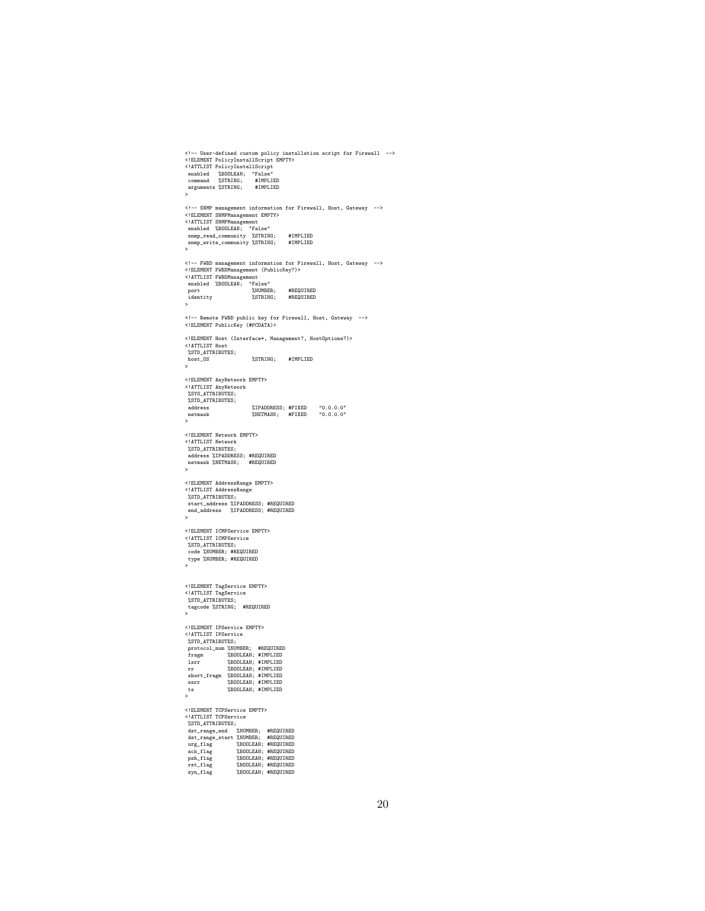```
<!-- User-defined custom policy installation script for Firewall  -->
<!ELEMENT PolicyInstallScript EMPTY>
<!ATTLIST PolicyInstallScript
 enabled   %BOOLEAN;  "False"
 command   %STRING;    #IMPLIED
 arguments %STRING;    #IMPLIED
>

<!-- SNMP management information for Firewall, Host, Gateway  -->
<!ELEMENT SNMPManagement EMPTY>
<!ATTLIST SNMPManagement
 enabled  %BOOLEAN;  "False"
 snmp_read_community  %STRING;    #IMPLIED
 snmp_write_community %STRING;    #IMPLIED
>

<!-- FWBD management information for Firewall, Host, Gateway  -->
<!ELEMENT FWBDManagement (PublicKey?)>
<!ATTLIST FWBDManagement
 enabled  %BOOLEAN;  "False"
 port                %NUMBER;    #REQUIRED
 identity            %STRING;    #REQUIRED
>

<!-- Remote FWBD public key for Firewall, Host, Gateway  -->
<!ELEMENT PublicKey (#PCDATA)>

<!ELEMENT Host (Interface*, Management?, HostOptions?)>
<!ATTLIST Host
 %STD_ATTRIBUTES;
 host_OS             %STRING;    #IMPLIED
>

<!ELEMENT AnyNetwork EMPTY>
<!ATTLIST AnyNetwork
 %SYS_ATTRIBUTES;
 %STD_ATTRIBUTES;
 address             %IPADDRESS; #FIXED    "0.0.0.0"
 netmask             %NETMASK;   #FIXED    "0.0.0.0"
>

<!ELEMENT Network EMPTY>
<!ATTLIST Network
 %STD_ATTRIBUTES;
 address %IPADDRESS; #REQUIRED
 netmask %NETMASK;   #REQUIRED
>

<!ELEMENT AddressRange EMPTY>
<!ATTLIST AddressRange
 %STD_ATTRIBUTES;
 start_address %IPADDRESS; #REQUIRED
 end_address   %IPADDRESS; #REQUIRED
>

<!ELEMENT ICMPService EMPTY>
<!ATTLIST ICMPService
 %STD_ATTRIBUTES;
 code %NUMBER; #REQUIRED
 type %NUMBER; #REQUIRED
>


<!ELEMENT TagService EMPTY>
<!ATTLIST TagService
 %STD_ATTRIBUTES;
 tagcode %STRING;  #REQUIRED
>

<!ELEMENT IPService EMPTY>
<!ATTLIST IPService
 %STD_ATTRIBUTES;
 protocol_num %NUMBER;  #REQUIRED
 fragm        %BOOLEAN; #IMPLIED
 lsrr         %BOOLEAN; #IMPLIED
 rr           %BOOLEAN; #IMPLIED
 short_fragm  %BOOLEAN; #IMPLIED
 ssrr         %BOOLEAN; #IMPLIED
 ts           %BOOLEAN; #IMPLIED
>

<!ELEMENT TCPService EMPTY>
<!ATTLIST TCPService
 %STD_ATTRIBUTES;
 dst_range_end   %NUMBER;  #REQUIRED
 dst_range_start %NUMBER;  #REQUIRED
 urg_flag        %BOOLEAN; #REQUIRED
 ack_flag        %BOOLEAN; #REQUIRED
 psh_flag        %BOOLEAN; #REQUIRED
 rst_flag        %BOOLEAN; #REQUIRED
 syn_flag        %BOOLEAN; #REQUIRED
```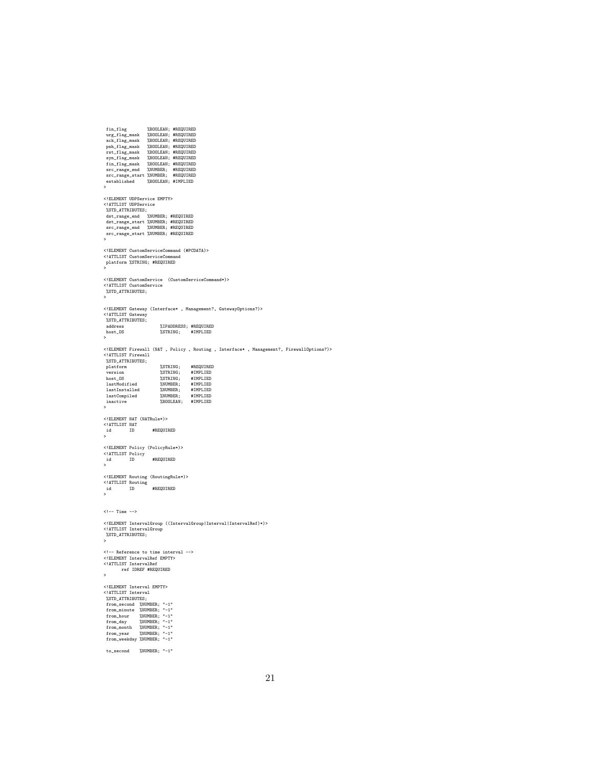```
 fin_flag        %BOOLEAN; #REQUIRED
 urg_flag_mask   %BOOLEAN; #REQUIRED
 ack_flag_mask   %BOOLEAN; #REQUIRED
 psh_flag_mask   %BOOLEAN; #REQUIRED
 rst_flag_mask   %BOOLEAN; #REQUIRED
 syn_flag_mask   %BOOLEAN; #REQUIRED
 fin_flag_mask   %BOOLEAN; #REQUIRED
 src_range_end   %NUMBER;  #REQUIRED
 src_range_start %NUMBER;  #REQUIRED
 established     %BOOLEAN; #IMPLIED
>

<!ELEMENT UDPService EMPTY>
<!ATTLIST UDPService
 %STD_ATTRIBUTES;
 dst_range_end   %NUMBER; #REQUIRED
 dst_range_start %NUMBER; #REQUIRED
 src_range_end   %NUMBER; #REQUIRED
 src_range_start %NUMBER; #REQUIRED
>

<!ELEMENT CustomServiceCommand (#PCDATA)>
<!ATTLIST CustomServiceCommand
 platform %STRING; #REQUIRED
>

<!ELEMENT CustomService  (CustomServiceCommand*)>
<!ATTLIST CustomService
 %STD_ATTRIBUTES;
>

<!ELEMENT Gateway (Interface* , Management?, GatewayOptions?)>
<!ATTLIST Gateway
 %STD_ATTRIBUTES;
 address             %IPADDRESS; #REQUIRED
 host_OS             %STRING;    #IMPLIED
>

<!ELEMENT Firewall (NAT , Policy , Routing , Interface* , Management?, FirewallOptions?)>
<!ATTLIST Firewall
 %STD_ATTRIBUTES;
 platform            %STRING;    #REQUIRED
 version             %STRING;    #IMPLIED
 host_OS             %STRING;    #IMPLIED
 lastModified        %NUMBER;    #IMPLIED
 lastInstalled       %NUMBER;    #IMPLIED
 lastCompiled        %NUMBER;    #IMPLIED
 inactive            %BOOLEAN;   #IMPLIED
>

<!ELEMENT NAT (NATRule*)>
<!ATTLIST NAT
 id       ID       #REQUIRED
>

<!ELEMENT Policy (PolicyRule*)>
<!ATTLIST Policy
 id       ID       #REQUIRED
>

<!ELEMENT Routing (RoutingRule*)>
<!ATTLIST Routing
 id       ID       #REQUIRED
>


<!-- Time -->

<!ELEMENT IntervalGroup ((IntervalGroup|Interval|IntervalRef)*)>
<!ATTLIST IntervalGroup
 %STD_ATTRIBUTES;
>

<!-- Reference to time interval -->
<!ELEMENT IntervalRef EMPTY>
<!ATTLIST IntervalRef
       ref IDREF #REQUIRED
>

<!ELEMENT Interval EMPTY>
<!ATTLIST Interval
 %STD_ATTRIBUTES;
 from_second  %NUMBER; "-1"
 from_minute  %NUMBER; "-1"
 from_hour    %NUMBER; "-1"
 from_day     %NUMBER; "-1"
 from_month   %NUMBER; "-1"
 from_year    %NUMBER; "-1"
 from_weekday %NUMBER; "-1"

 to_second    %NUMBER; "-1"
```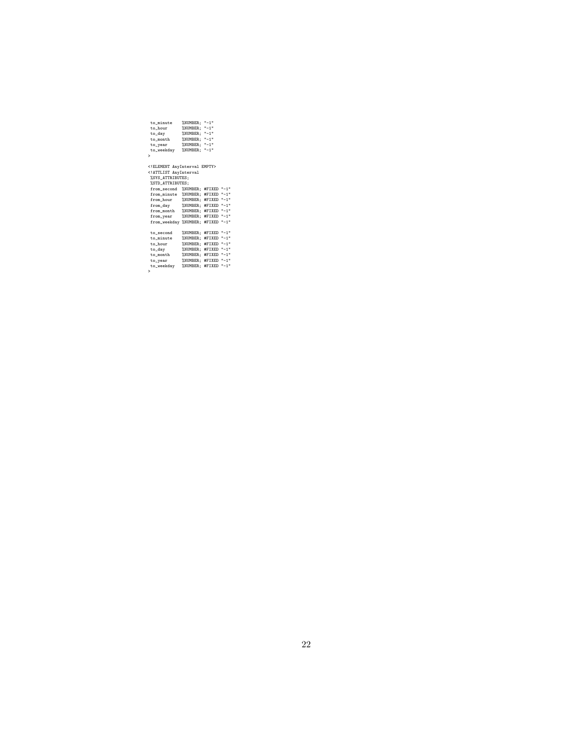```
 to_minute    %NUMBER; "-1"
 to_hour      %NUMBER; "-1"
 to_day       %NUMBER; "-1"
 to_month     %NUMBER; "-1"
 to_year      %NUMBER; "-1"
 to_weekday   %NUMBER; "-1"
>

<!ELEMENT AnyInterval EMPTY>
<!ATTLIST AnyInterval
 %SYS_ATTRIBUTES;
 %STD_ATTRIBUTES;
 from_second  %NUMBER; #FIXED "-1"
 from_minute  %NUMBER; #FIXED "-1"
 from_hour    %NUMBER; #FIXED "-1"
 from_day     %NUMBER; #FIXED "-1"
 from_month   %NUMBER; #FIXED "-1"
 from_year    %NUMBER; #FIXED "-1"
 from_weekday %NUMBER; #FIXED "-1"

 to_second    %NUMBER; #FIXED "-1"
 to_minute    %NUMBER; #FIXED "-1"
 to_hour      %NUMBER; #FIXED "-1"
 to_day       %NUMBER; #FIXED "-1"
 to_month     %NUMBER; #FIXED "-1"
 to_year      %NUMBER; #FIXED "-1"
 to_weekday   %NUMBER; #FIXED "-1"
>
```